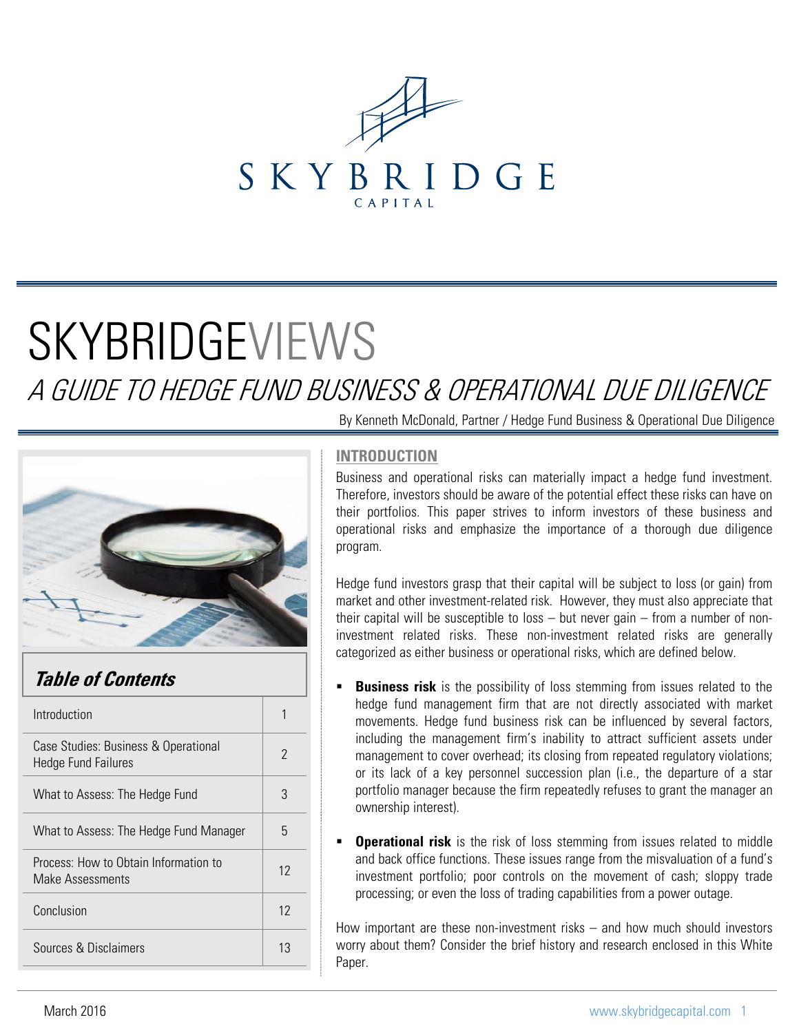SKYBRIDGE CAPITAL

# SKYBRIDGEVIEWS

## *A GUIDE TO HEDGE FUND BUSINESS & OPERATIONAL DUE DILIGENCE*

By Kenneth McDonald, Partner / Hedge Fund Business & Operational Due Diligence

### *Table of Contents*

| Section | Page |
|---|---|
| Introduction | 1 |
| Case Studies: Business & Operational Hedge Fund Failures | 2 |
| What to Assess: The Hedge Fund | 3 |
| What to Assess: The Hedge Fund Manager | 5 |
| Process: How to Obtain Information to Make Assessments | 12 |
| Conclusion | 12 |
| Sources & Disclaimers | 13 |

## INTRODUCTION

Business and operational risks can materially impact a hedge fund investment. Therefore, investors should be aware of the potential effect these risks can have on their portfolios. This paper strives to inform investors of these business and operational risks and emphasize the importance of a thorough due diligence program.

Hedge fund investors grasp that their capital will be subject to loss (or gain) from market and other investment-related risk. However, they must also appreciate that their capital will be susceptible to loss – but never gain – from a number of non-investment related risks. These non-investment related risks are generally categorized as either business or operational risks, which are defined below.

- **Business risk** is the possibility of loss stemming from issues related to the hedge fund management firm that are not directly associated with market movements. Hedge fund business risk can be influenced by several factors, including the management firm's inability to attract sufficient assets under management to cover overhead; its closing from repeated regulatory violations; or its lack of a key personnel succession plan (i.e., the departure of a star portfolio manager because the firm repeatedly refuses to grant the manager an ownership interest).

- **Operational risk** is the risk of loss stemming from issues related to middle and back office functions. These issues range from the misvaluation of a fund's investment portfolio; poor controls on the movement of cash; sloppy trade processing; or even the loss of trading capabilities from a power outage.

How important are these non-investment risks – and how much should investors worry about them? Consider the brief history and research enclosed in this White Paper.

March 2016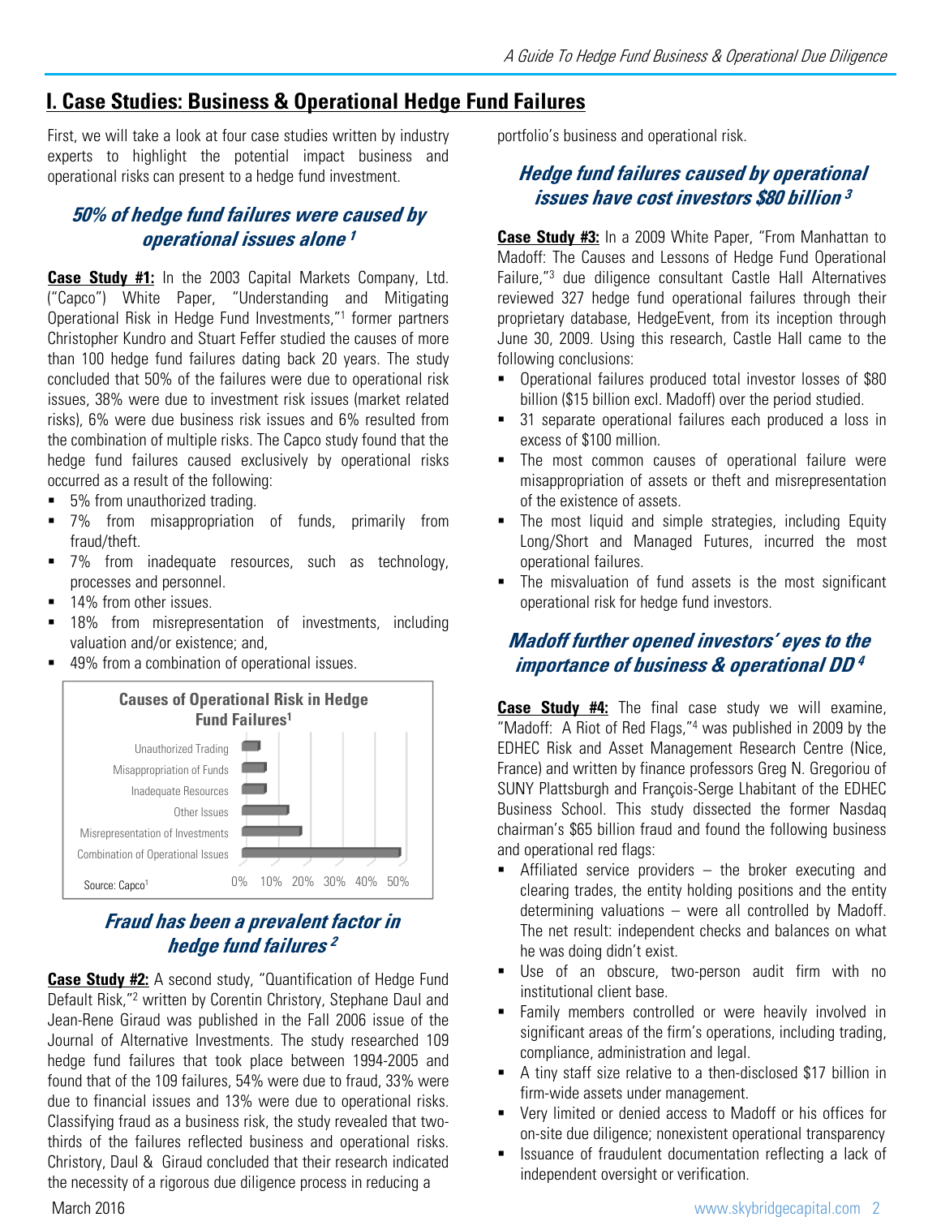## I. Case Studies: Business & Operational Hedge Fund Failures

First, we will take a look at four case studies written by industry experts to highlight the potential impact business and operational risks can present to a hedge fund investment.

### *50% of hedge fund failures were caused by operational issues alone [1]*

**Case Study #1:** In the 2003 Capital Markets Company, Ltd. ("Capco") White Paper, "Understanding and Mitigating Operational Risk in Hedge Fund Investments,"[1] former partners Christopher Kundro and Stuart Feffer studied the causes of more than 100 hedge fund failures dating back 20 years. The study concluded that 50% of the failures were due to operational risk issues, 38% were due to investment risk issues (market related risks), 6% were due business risk issues and 6% resulted from the combination of multiple risks. The Capco study found that the hedge fund failures caused exclusively by operational risks occurred as a result of the following:

- 5% from unauthorized trading.
- 7% from misappropriation of funds, primarily from fraud/theft.
- 7% from inadequate resources, such as technology, processes and personnel.
- 14% from other issues.
- 18% from misrepresentation of investments, including valuation and/or existence; and,
- 49% from a combination of operational issues.

**Causes of Operational Risk in Hedge Fund Failures[1]**

| Cause | Percentage |
|---|---|
| Unauthorized Trading | 5% |
| Misappropriation of Funds | 7% |
| Inadequate Resources | 7% |
| Other Issues | 14% |
| Misrepresentation of Investments | 18% |
| Combination of Operational Issues | 49% |

Source: Capco[1]

### *Fraud has been a prevalent factor in hedge fund failures [2]*

**Case Study #2:** A second study, "Quantification of Hedge Fund Default Risk,"[2] written by Corentin Christory, Stephane Daul and Jean-Rene Giraud was published in the Fall 2006 issue of the Journal of Alternative Investments. The study researched 109 hedge fund failures that took place between 1994-2005 and found that of the 109 failures, 54% were due to fraud, 33% were due to financial issues and 13% were due to operational risks. Classifying fraud as a business risk, the study revealed that two-thirds of the failures reflected business and operational risks. Christory, Daul & Giraud concluded that their research indicated the necessity of a rigorous due diligence process in reducing a portfolio's business and operational risk.

### *Hedge fund failures caused by operational issues have cost investors $80 billion [3]*

**Case Study #3:** In a 2009 White Paper, "From Manhattan to Madoff: The Causes and Lessons of Hedge Fund Operational Failure,"[3] due diligence consultant Castle Hall Alternatives reviewed 327 hedge fund operational failures through their proprietary database, HedgeEvent, from its inception through June 30, 2009. Using this research, Castle Hall came to the following conclusions:

- Operational failures produced total investor losses of $80 billion ($15 billion excl. Madoff) over the period studied.
- 31 separate operational failures each produced a loss in excess of $100 million.
- The most common causes of operational failure were misappropriation of assets or theft and misrepresentation of the existence of assets.
- The most liquid and simple strategies, including Equity Long/Short and Managed Futures, incurred the most operational failures.
- The misvaluation of fund assets is the most significant operational risk for hedge fund investors.

### *Madoff further opened investors' eyes to the importance of business & operational DD [4]*

**Case Study #4:** The final case study we will examine, "Madoff: A Riot of Red Flags,"[4] was published in 2009 by the EDHEC Risk and Asset Management Research Centre (Nice, France) and written by finance professors Greg N. Gregoriou of SUNY Plattsburgh and François-Serge Lhabitant of the EDHEC Business School. This study dissected the former Nasdaq chairman's $65 billion fraud and found the following business and operational red flags:

- Affiliated service providers – the broker executing and clearing trades, the entity holding positions and the entity determining valuations – were all controlled by Madoff. The net result: independent checks and balances on what he was doing didn't exist.
- Use of an obscure, two-person audit firm with no institutional client base.
- Family members controlled or were heavily involved in significant areas of the firm's operations, including trading, compliance, administration and legal.
- A tiny staff size relative to a then-disclosed $17 billion in firm-wide assets under management.
- Very limited or denied access to Madoff or his offices for on-site due diligence; nonexistent operational transparency
- Issuance of fraudulent documentation reflecting a lack of independent oversight or verification.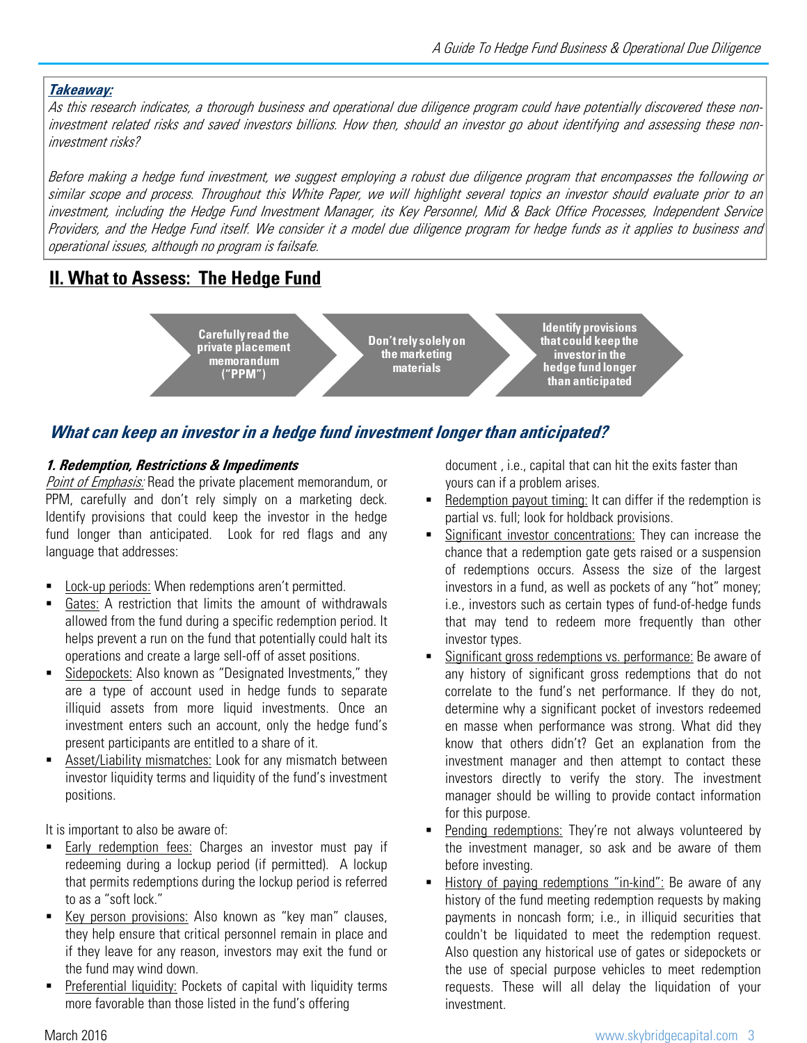***Takeaway:***

*As this research indicates, a thorough business and operational due diligence program could have potentially discovered these non-investment related risks and saved investors billions. How then, should an investor go about identifying and assessing these non-investment risks?*

*Before making a hedge fund investment, we suggest employing a robust due diligence program that encompasses the following or similar scope and process. Throughout this White Paper, we will highlight several topics an investor should evaluate prior to an investment, including the Hedge Fund Investment Manager, its Key Personnel, Mid & Back Office Processes, Independent Service Providers, and the Hedge Fund itself. We consider it a model due diligence program for hedge funds as it applies to business and operational issues, although no program is failsafe.*

## II. What to Assess: The Hedge Fund

**Carefully read the private placement memorandum ("PPM")** → **Don't rely solely on the marketing materials** → **Identify provisions that could keep the investor in the hedge fund longer than anticipated**

### *What can keep an investor in a hedge fund investment longer than anticipated?*

#### *1. Redemption, Restrictions & Impediments*

*Point of Emphasis:* Read the private placement memorandum, or PPM, carefully and don't rely simply on a marketing deck. Identify provisions that could keep the investor in the hedge fund longer than anticipated. Look for red flags and any language that addresses:

- Lock-up periods: When redemptions aren't permitted.
- Gates: A restriction that limits the amount of withdrawals allowed from the fund during a specific redemption period. It helps prevent a run on the fund that potentially could halt its operations and create a large sell-off of asset positions.
- Sidepockets: Also known as "Designated Investments," they are a type of account used in hedge funds to separate illiquid assets from more liquid investments. Once an investment enters such an account, only the hedge fund's present participants are entitled to a share of it.
- Asset/Liability mismatches: Look for any mismatch between investor liquidity terms and liquidity of the fund's investment positions.

It is important to also be aware of:

- Early redemption fees: Charges an investor must pay if redeeming during a lockup period (if permitted). A lockup that permits redemptions during the lockup period is referred to as a "soft lock."
- Key person provisions: Also known as "key man" clauses, they help ensure that critical personnel remain in place and if they leave for any reason, investors may exit the fund or the fund may wind down.
- Preferential liquidity: Pockets of capital with liquidity terms more favorable than those listed in the fund's offering document , i.e., capital that can hit the exits faster than yours can if a problem arises.
- Redemption payout timing: It can differ if the redemption is partial vs. full; look for holdback provisions.
- Significant investor concentrations: They can increase the chance that a redemption gate gets raised or a suspension of redemptions occurs. Assess the size of the largest investors in a fund, as well as pockets of any "hot" money; i.e., investors such as certain types of fund-of-hedge funds that may tend to redeem more frequently than other investor types.
- Significant gross redemptions vs. performance: Be aware of any history of significant gross redemptions that do not correlate to the fund's net performance. If they do not, determine why a significant pocket of investors redeemed en masse when performance was strong. What did they know that others didn't? Get an explanation from the investment manager and then attempt to contact these investors directly to verify the story. The investment manager should be willing to provide contact information for this purpose.
- Pending redemptions: They're not always volunteered by the investment manager, so ask and be aware of them before investing.
- History of paying redemptions "in-kind": Be aware of any history of the fund meeting redemption requests by making payments in noncash form; i.e., in illiquid securities that couldn't be liquidated to meet the redemption request. Also question any historical use of gates or sidepockets or the use of special purpose vehicles to meet redemption requests. These will all delay the liquidation of your investment.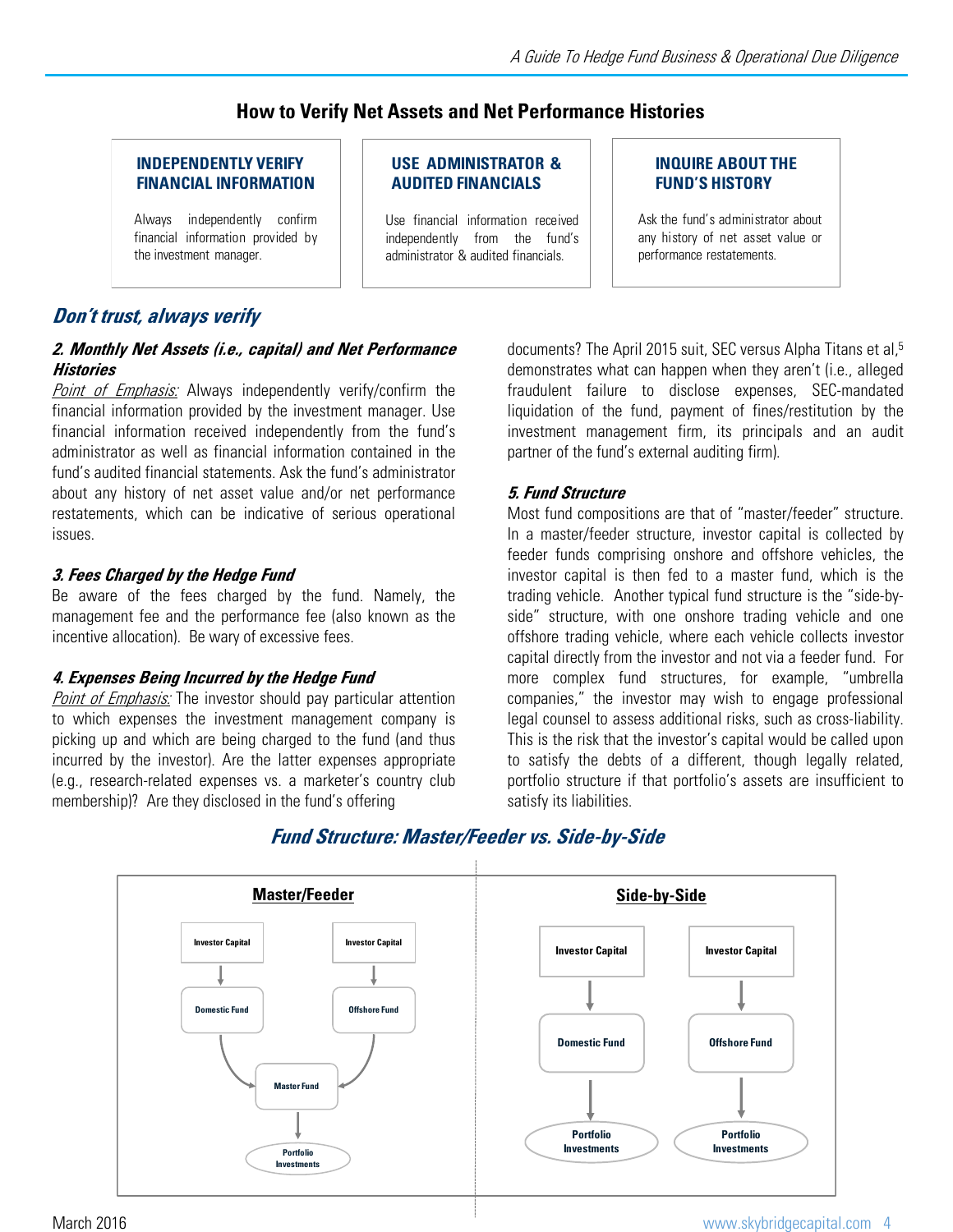## How to Verify Net Assets and Net Performance Histories

**INDEPENDENTLY VERIFY FINANCIAL INFORMATION**

Always independently confirm financial information provided by the investment manager.

**USE ADMINISTRATOR & AUDITED FINANCIALS**

Use financial information received independently from the fund's administrator & audited financials.

**INQUIRE ABOUT THE FUND'S HISTORY**

Ask the fund's administrator about any history of net asset value or performance restatements.

***Don't trust, always verify***

### *2. Monthly Net Assets (i.e., capital) and Net Performance Histories*

*Point of Emphasis:* Always independently verify/confirm the financial information provided by the investment manager. Use financial information received independently from the fund's administrator as well as financial information contained in the fund's audited financial statements. Ask the fund's administrator about any history of net asset value and/or net performance restatements, which can be indicative of serious operational issues.

### *3. Fees Charged by the Hedge Fund*

Be aware of the fees charged by the fund. Namely, the management fee and the performance fee (also known as the incentive allocation). Be wary of excessive fees.

### *4. Expenses Being Incurred by the Hedge Fund*

*Point of Emphasis:* The investor should pay particular attention to which expenses the investment management company is picking up and which are being charged to the fund (and thus incurred by the investor). Are the latter expenses appropriate (e.g., research-related expenses vs. a marketer's country club membership)? Are they disclosed in the fund's offering documents? The April 2015 suit, SEC versus Alpha Titans et al,[5] demonstrates what can happen when they aren't (i.e., alleged fraudulent failure to disclose expenses, SEC-mandated liquidation of the fund, payment of fines/restitution by the investment management firm, its principals and an audit partner of the fund's external auditing firm).

### *5. Fund Structure*

Most fund compositions are that of "master/feeder" structure. In a master/feeder structure, investor capital is collected by feeder funds comprising onshore and offshore vehicles, the investor capital is then fed to a master fund, which is the trading vehicle. Another typical fund structure is the "side-by-side" structure, with one onshore trading vehicle and one offshore trading vehicle, where each vehicle collects investor capital directly from the investor and not via a feeder fund. For more complex fund structures, for example, "umbrella companies," the investor may wish to engage professional legal counsel to assess additional risks, such as cross-liability. This is the risk that the investor's capital would be called upon to satisfy the debts of a different, though legally related, portfolio structure if that portfolio's assets are insufficient to satisfy its liabilities.

***Fund Structure: Master/Feeder vs. Side-by-Side***

**Master/Feeder**

Investor Capital → Domestic Fund → Master Fund
Investor Capital → Offshore Fund → Master Fund
Master Fund → Portfolio Investments

**Side-by-Side**

Investor Capital → Domestic Fund → Portfolio Investments
Investor Capital → Offshore Fund → Portfolio Investments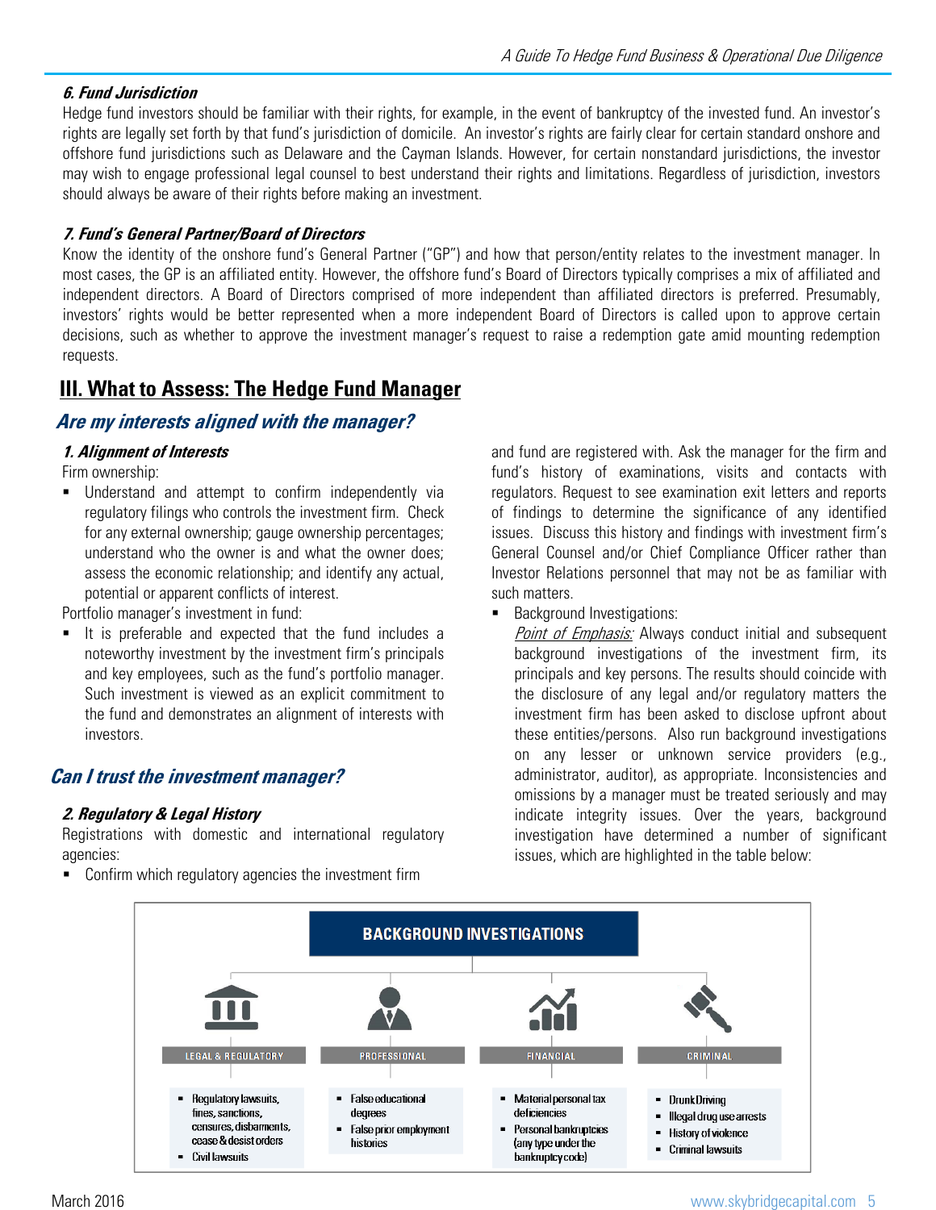#### *6. Fund Jurisdiction*

Hedge fund investors should be familiar with their rights, for example, in the event of bankruptcy of the invested fund. An investor's rights are legally set forth by that fund's jurisdiction of domicile. An investor's rights are fairly clear for certain standard onshore and offshore fund jurisdictions such as Delaware and the Cayman Islands. However, for certain nonstandard jurisdictions, the investor may wish to engage professional legal counsel to best understand their rights and limitations. Regardless of jurisdiction, investors should always be aware of their rights before making an investment.

#### *7. Fund's General Partner/Board of Directors*

Know the identity of the onshore fund's General Partner ("GP") and how that person/entity relates to the investment manager. In most cases, the GP is an affiliated entity. However, the offshore fund's Board of Directors typically comprises a mix of affiliated and independent directors. A Board of Directors comprised of more independent than affiliated directors is preferred. Presumably, investors' rights would be better represented when a more independent Board of Directors is called upon to approve certain decisions, such as whether to approve the investment manager's request to raise a redemption gate amid mounting redemption requests.

## III. What to Assess: The Hedge Fund Manager

### *Are my interests aligned with the manager?*

#### *1. Alignment of Interests*

Firm ownership:

- Understand and attempt to confirm independently via regulatory filings who controls the investment firm. Check for any external ownership; gauge ownership percentages; understand who the owner is and what the owner does; assess the economic relationship; and identify any actual, potential or apparent conflicts of interest.

Portfolio manager's investment in fund:

- It is preferable and expected that the fund includes a noteworthy investment by the investment firm's principals and key employees, such as the fund's portfolio manager. Such investment is viewed as an explicit commitment to the fund and demonstrates an alignment of interests with investors.

### *Can I trust the investment manager?*

#### *2. Regulatory & Legal History*

Registrations with domestic and international regulatory agencies:

- Confirm which regulatory agencies the investment firm and fund are registered with. Ask the manager for the firm and fund's history of examinations, visits and contacts with regulators. Request to see examination exit letters and reports of findings to determine the significance of any identified issues. Discuss this history and findings with investment firm's General Counsel and/or Chief Compliance Officer rather than Investor Relations personnel that may not be as familiar with such matters.
- Background Investigations:
  *Point of Emphasis:* Always conduct initial and subsequent background investigations of the investment firm, its principals and key persons. The results should coincide with the disclosure of any legal and/or regulatory matters the investment firm has been asked to disclose upfront about these entities/persons. Also run background investigations on any lesser or unknown service providers (e.g., administrator, auditor), as appropriate. Inconsistencies and omissions by a manager must be treated seriously and may indicate integrity issues. Over the years, background investigation have determined a number of significant issues, which are highlighted in the table below:

**BACKGROUND INVESTIGATIONS**

| LEGAL & REGULATORY | PROFESSIONAL | FINANCIAL | CRIMINAL |
| --- | --- | --- | --- |
| ▪ Regulatory lawsuits, fines, sanctions, censures, disbarments, cease & desist orders<br>▪ Civil lawsuits | ▪ False educational degrees<br>▪ False prior employment histories | ▪ Material personal tax deficiencies<br>▪ Personal bankruptcies (any type under the bankruptcy code) | ▪ Drunk Driving<br>▪ Illegal drug use arrests<br>▪ History of violence<br>▪ Criminal lawsuits |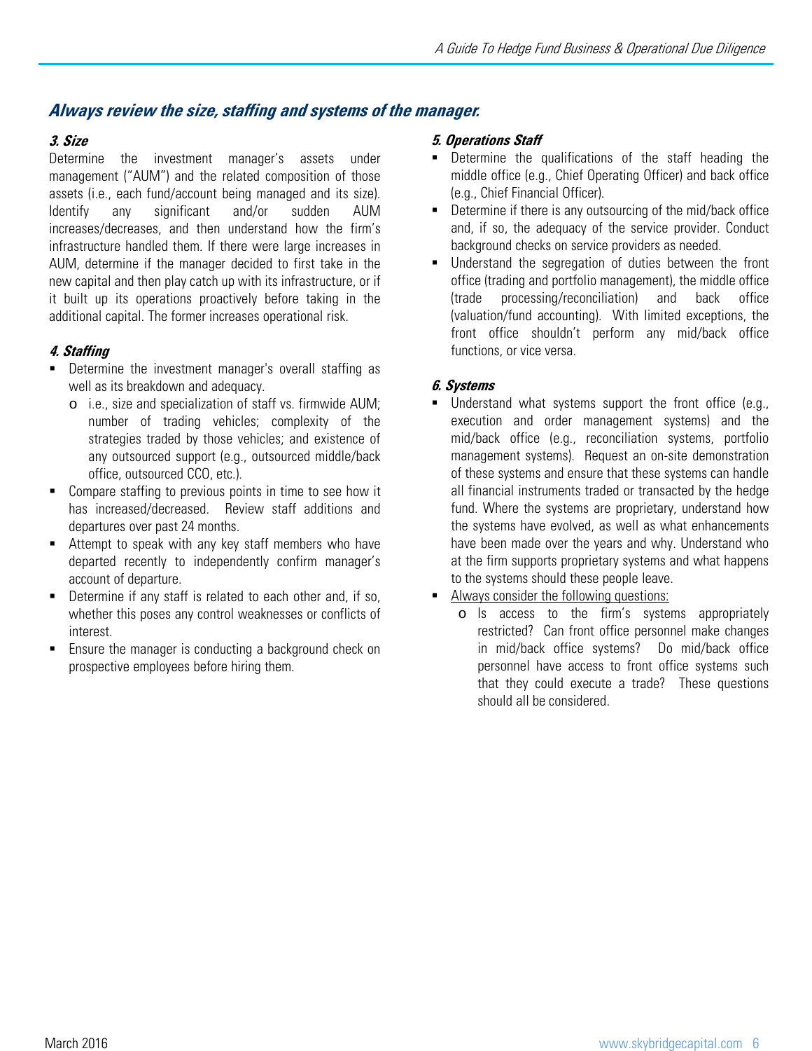## *Always review the size, staffing and systems of the manager.*

### *3. Size*

Determine the investment manager's assets under management ("AUM") and the related composition of those assets (i.e., each fund/account being managed and its size). Identify any significant and/or sudden AUM increases/decreases, and then understand how the firm's infrastructure handled them. If there were large increases in AUM, determine if the manager decided to first take in the new capital and then play catch up with its infrastructure, or if it built up its operations proactively before taking in the additional capital. The former increases operational risk.

### *4. Staffing*

- Determine the investment manager's overall staffing as well as its breakdown and adequacy.
  - i.e., size and specialization of staff vs. firmwide AUM; number of trading vehicles; complexity of the strategies traded by those vehicles; and existence of any outsourced support (e.g., outsourced middle/back office, outsourced CCO, etc.).
- Compare staffing to previous points in time to see how it has increased/decreased. Review staff additions and departures over past 24 months.
- Attempt to speak with any key staff members who have departed recently to independently confirm manager's account of departure.
- Determine if any staff is related to each other and, if so, whether this poses any control weaknesses or conflicts of interest.
- Ensure the manager is conducting a background check on prospective employees before hiring them.

### *5. Operations Staff*

- Determine the qualifications of the staff heading the middle office (e.g., Chief Operating Officer) and back office (e.g., Chief Financial Officer).
- Determine if there is any outsourcing of the mid/back office and, if so, the adequacy of the service provider. Conduct background checks on service providers as needed.
- Understand the segregation of duties between the front office (trading and portfolio management), the middle office (trade processing/reconciliation) and back office (valuation/fund accounting). With limited exceptions, the front office shouldn't perform any mid/back office functions, or vice versa.

### *6. Systems*

- Understand what systems support the front office (e.g., execution and order management systems) and the mid/back office (e.g., reconciliation systems, portfolio management systems). Request an on-site demonstration of these systems and ensure that these systems can handle all financial instruments traded or transacted by the hedge fund. Where the systems are proprietary, understand how the systems have evolved, as well as what enhancements have been made over the years and why. Understand who at the firm supports proprietary systems and what happens to the systems should these people leave.
- <u>Always consider the following questions:</u>
  - Is access to the firm's systems appropriately restricted? Can front office personnel make changes in mid/back office systems? Do mid/back office personnel have access to front office systems such that they could execute a trade? These questions should all be considered.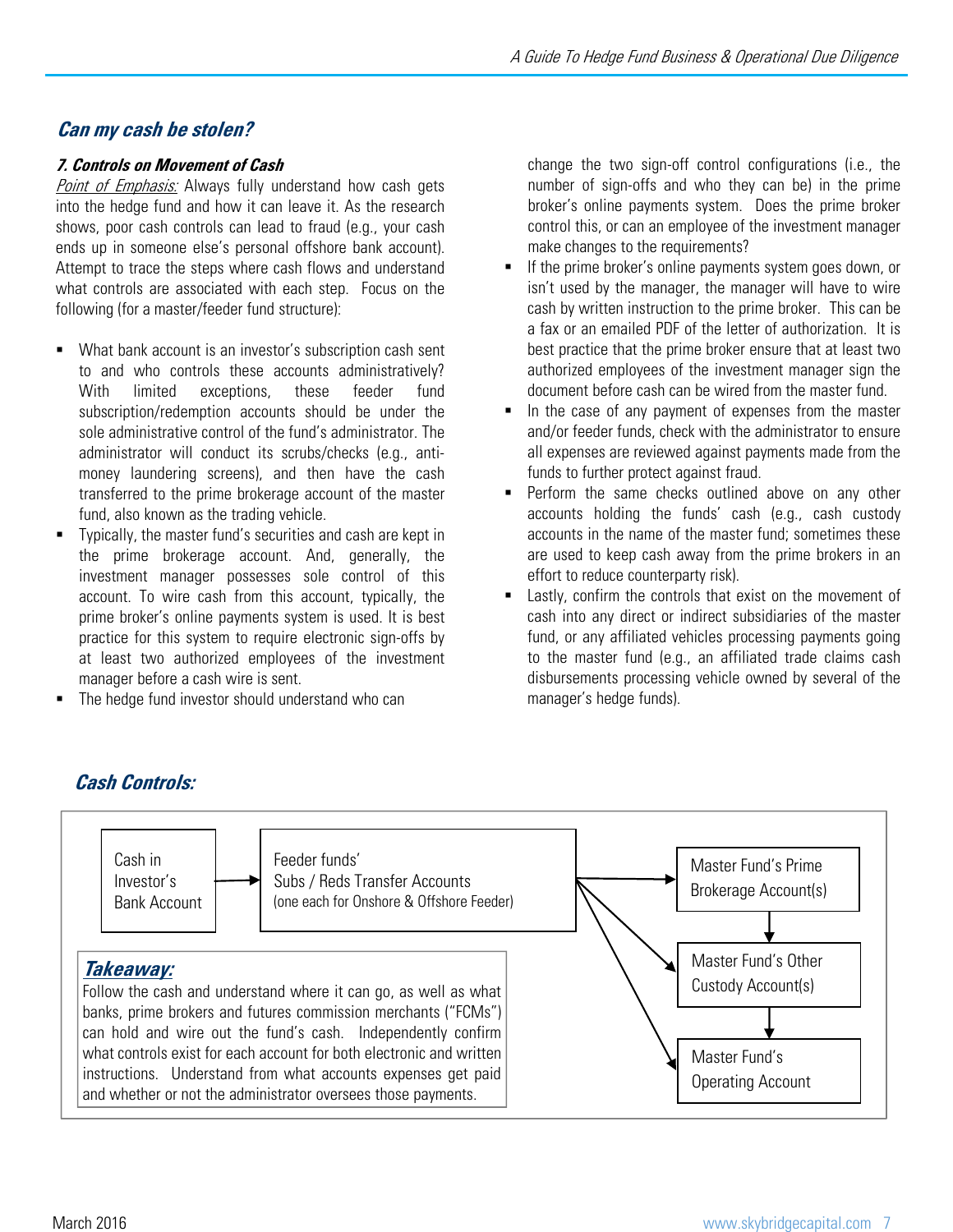## Can my cash be stolen?

### *7. Controls on Movement of Cash*

*Point of Emphasis:* Always fully understand how cash gets into the hedge fund and how it can leave it. As the research shows, poor cash controls can lead to fraud (e.g., your cash ends up in someone else's personal offshore bank account). Attempt to trace the steps where cash flows and understand what controls are associated with each step. Focus on the following (for a master/feeder fund structure):

- What bank account is an investor's subscription cash sent to and who controls these accounts administratively? With limited exceptions, these feeder fund subscription/redemption accounts should be under the sole administrative control of the fund's administrator. The administrator will conduct its scrubs/checks (e.g., anti-money laundering screens), and then have the cash transferred to the prime brokerage account of the master fund, also known as the trading vehicle.
- Typically, the master fund's securities and cash are kept in the prime brokerage account. And, generally, the investment manager possesses sole control of this account. To wire cash from this account, typically, the prime broker's online payments system is used. It is best practice for this system to require electronic sign-offs by at least two authorized employees of the investment manager before a cash wire is sent.
- The hedge fund investor should understand who can change the two sign-off control configurations (i.e., the number of sign-offs and who they can be) in the prime broker's online payments system. Does the prime broker control this, or can an employee of the investment manager make changes to the requirements?
- If the prime broker's online payments system goes down, or isn't used by the manager, the manager will have to wire cash by written instruction to the prime broker. This can be a fax or an emailed PDF of the letter of authorization. It is best practice that the prime broker ensure that at least two authorized employees of the investment manager sign the document before cash can be wired from the master fund.
- In the case of any payment of expenses from the master and/or feeder funds, check with the administrator to ensure all expenses are reviewed against payments made from the funds to further protect against fraud.
- Perform the same checks outlined above on any other accounts holding the funds' cash (e.g., cash custody accounts in the name of the master fund; sometimes these are used to keep cash away from the prime brokers in an effort to reduce counterparty risk).
- Lastly, confirm the controls that exist on the movement of cash into any direct or indirect subsidiaries of the master fund, or any affiliated vehicles processing payments going to the master fund (e.g., an affiliated trade claims cash disbursements processing vehicle owned by several of the manager's hedge funds).

## Cash Controls:

Cash in Investor's Bank Account → Feeder funds' Subs / Reds Transfer Accounts (one each for Onshore & Offshore Feeder) → Master Fund's Prime Brokerage Account(s); Master Fund's Other Custody Account(s); Master Fund's Operating Account

Master Fund's Prime Brokerage Account(s) → Master Fund's Other Custody Account(s) → Master Fund's Operating Account

***Takeaway:***
Follow the cash and understand where it can go, as well as what banks, prime brokers and futures commission merchants ("FCMs") can hold and wire out the fund's cash. Independently confirm what controls exist for each account for both electronic and written instructions. Understand from what accounts expenses get paid and whether or not the administrator oversees those payments.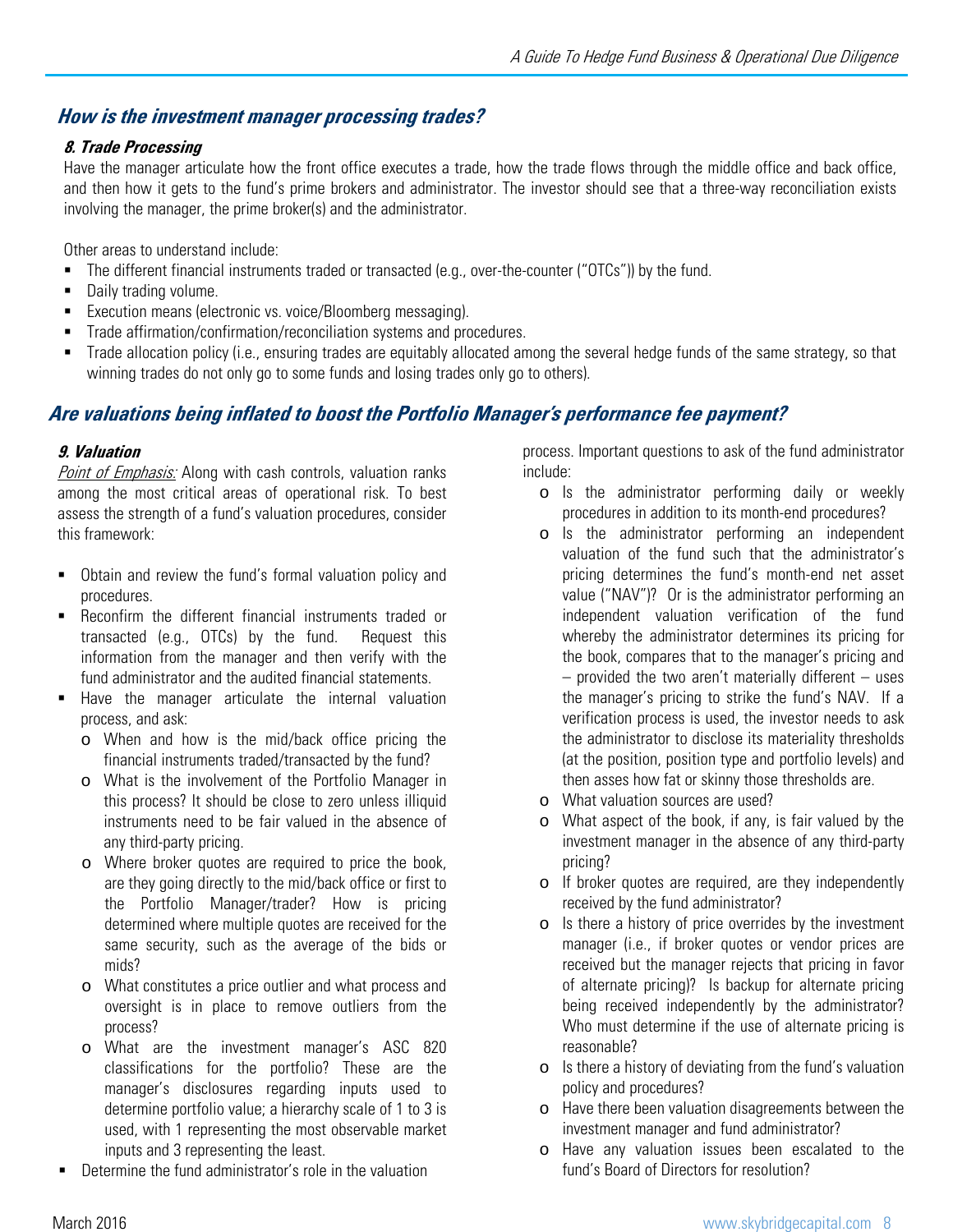## *How is the investment manager processing trades?*

### *8. Trade Processing*

Have the manager articulate how the front office executes a trade, how the trade flows through the middle office and back office, and then how it gets to the fund's prime brokers and administrator. The investor should see that a three-way reconciliation exists involving the manager, the prime broker(s) and the administrator.

Other areas to understand include:

- The different financial instruments traded or transacted (e.g., over-the-counter ("OTCs")) by the fund.
- Daily trading volume.
- Execution means (electronic vs. voice/Bloomberg messaging).
- Trade affirmation/confirmation/reconciliation systems and procedures.
- Trade allocation policy (i.e., ensuring trades are equitably allocated among the several hedge funds of the same strategy, so that winning trades do not only go to some funds and losing trades only go to others).

## *Are valuations being inflated to boost the Portfolio Manager's performance fee payment?*

### *9. Valuation*

*Point of Emphasis:* Along with cash controls, valuation ranks among the most critical areas of operational risk. To best assess the strength of a fund's valuation procedures, consider this framework:

- Obtain and review the fund's formal valuation policy and procedures.
- Reconfirm the different financial instruments traded or transacted (e.g., OTCs) by the fund. Request this information from the manager and then verify with the fund administrator and the audited financial statements.
- Have the manager articulate the internal valuation process, and ask:
  - When and how is the mid/back office pricing the financial instruments traded/transacted by the fund?
  - What is the involvement of the Portfolio Manager in this process? It should be close to zero unless illiquid instruments need to be fair valued in the absence of any third-party pricing.
  - Where broker quotes are required to price the book, are they going directly to the mid/back office or first to the Portfolio Manager/trader? How is pricing determined where multiple quotes are received for the same security, such as the average of the bids or mids?
  - What constitutes a price outlier and what process and oversight is in place to remove outliers from the process?
  - What are the investment manager's ASC 820 classifications for the portfolio? These are the manager's disclosures regarding inputs used to determine portfolio value; a hierarchy scale of 1 to 3 is used, with 1 representing the most observable market inputs and 3 representing the least.
- Determine the fund administrator's role in the valuation process. Important questions to ask of the fund administrator include:
  - Is the administrator performing daily or weekly procedures in addition to its month-end procedures?
  - Is the administrator performing an independent valuation of the fund such that the administrator's pricing determines the fund's month-end net asset value ("NAV")? Or is the administrator performing an independent valuation verification of the fund whereby the administrator determines its pricing for the book, compares that to the manager's pricing and – provided the two aren't materially different – uses the manager's pricing to strike the fund's NAV. If a verification process is used, the investor needs to ask the administrator to disclose its materiality thresholds (at the position, position type and portfolio levels) and then asses how fat or skinny those thresholds are.
  - What valuation sources are used?
  - What aspect of the book, if any, is fair valued by the investment manager in the absence of any third-party pricing?
  - If broker quotes are required, are they independently received by the fund administrator?
  - Is there a history of price overrides by the investment manager (i.e., if broker quotes or vendor prices are received but the manager rejects that pricing in favor of alternate pricing)? Is backup for alternate pricing being received independently by the administrator? Who must determine if the use of alternate pricing is reasonable?
  - Is there a history of deviating from the fund's valuation policy and procedures?
  - Have there been valuation disagreements between the investment manager and fund administrator?
  - Have any valuation issues been escalated to the fund's Board of Directors for resolution?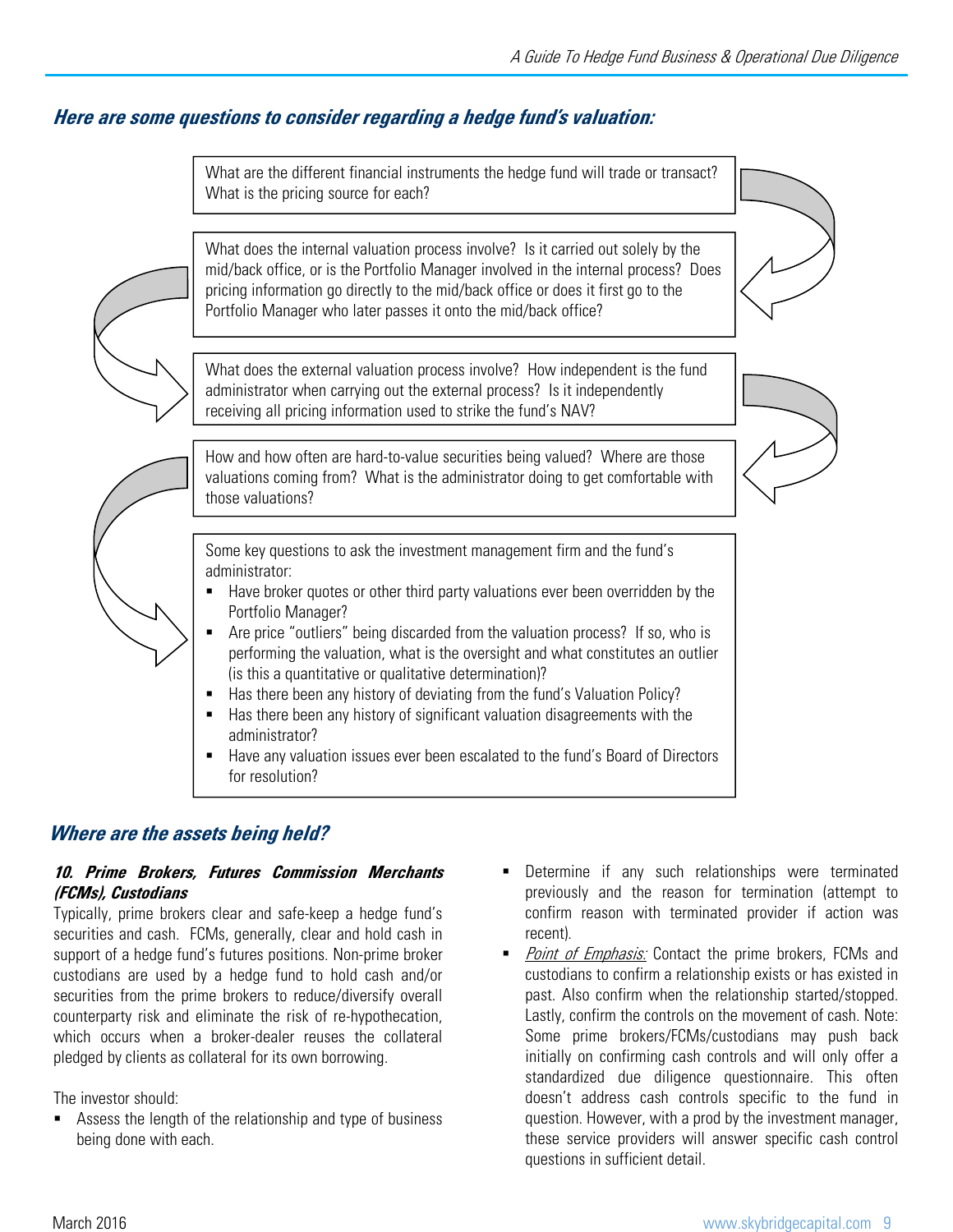## *Here are some questions to consider regarding a hedge fund's valuation:*

What are the different financial instruments the hedge fund will trade or transact? What is the pricing source for each?

What does the internal valuation process involve? Is it carried out solely by the mid/back office, or is the Portfolio Manager involved in the internal process? Does pricing information go directly to the mid/back office or does it first go to the Portfolio Manager who later passes it onto the mid/back office?

What does the external valuation process involve? How independent is the fund administrator when carrying out the external process? Is it independently receiving all pricing information used to strike the fund's NAV?

How and how often are hard-to-value securities being valued? Where are those valuations coming from? What is the administrator doing to get comfortable with those valuations?

Some key questions to ask the investment management firm and the fund's administrator:

- Have broker quotes or other third party valuations ever been overridden by the Portfolio Manager?
- Are price "outliers" being discarded from the valuation process? If so, who is performing the valuation, what is the oversight and what constitutes an outlier (is this a quantitative or qualitative determination)?
- Has there been any history of deviating from the fund's Valuation Policy?
- Has there been any history of significant valuation disagreements with the administrator?
- Have any valuation issues ever been escalated to the fund's Board of Directors for resolution?

## *Where are the assets being held?*

### *10. Prime Brokers, Futures Commission Merchants (FCMs), Custodians*

Typically, prime brokers clear and safe-keep a hedge fund's securities and cash. FCMs, generally, clear and hold cash in support of a hedge fund's futures positions. Non-prime broker custodians are used by a hedge fund to hold cash and/or securities from the prime brokers to reduce/diversify overall counterparty risk and eliminate the risk of re-hypothecation, which occurs when a broker-dealer reuses the collateral pledged by clients as collateral for its own borrowing.

The investor should:

- Assess the length of the relationship and type of business being done with each.
- Determine if any such relationships were terminated previously and the reason for termination (attempt to confirm reason with terminated provider if action was recent).
- *Point of Emphasis:* Contact the prime brokers, FCMs and custodians to confirm a relationship exists or has existed in past. Also confirm when the relationship started/stopped. Lastly, confirm the controls on the movement of cash. Note: Some prime brokers/FCMs/custodians may push back initially on confirming cash controls and will only offer a standardized due diligence questionnaire. This often doesn't address cash controls specific to the fund in question. However, with a prod by the investment manager, these service providers will answer specific cash control questions in sufficient detail.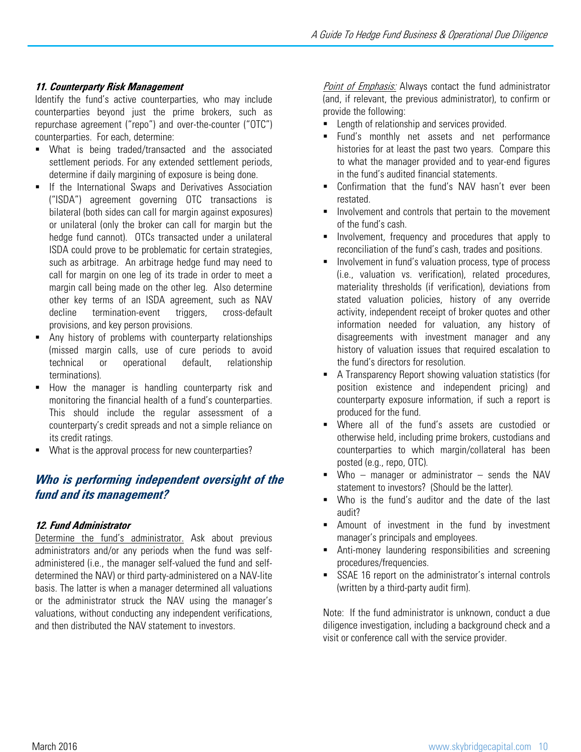### *11. Counterparty Risk Management*

Identify the fund's active counterparties, who may include counterparties beyond just the prime brokers, such as repurchase agreement ("repo") and over-the-counter ("OTC") counterparties. For each, determine:

- What is being traded/transacted and the associated settlement periods. For any extended settlement periods, determine if daily margining of exposure is being done.
- If the International Swaps and Derivatives Association ("ISDA") agreement governing OTC transactions is bilateral (both sides can call for margin against exposures) or unilateral (only the broker can call for margin but the hedge fund cannot). OTCs transacted under a unilateral ISDA could prove to be problematic for certain strategies, such as arbitrage. An arbitrage hedge fund may need to call for margin on one leg of its trade in order to meet a margin call being made on the other leg. Also determine other key terms of an ISDA agreement, such as NAV decline termination-event triggers, cross-default provisions, and key person provisions.
- Any history of problems with counterparty relationships (missed margin calls, use of cure periods to avoid technical or operational default, relationship terminations).
- How the manager is handling counterparty risk and monitoring the financial health of a fund's counterparties. This should include the regular assessment of a counterparty's credit spreads and not a simple reliance on its credit ratings.
- What is the approval process for new counterparties?

## *Who is performing independent oversight of the fund and its management?*

### *12. Fund Administrator*

Determine the fund's administrator. Ask about previous administrators and/or any periods when the fund was self-administered (i.e., the manager self-valued the fund and self-determined the NAV) or third party-administered on a NAV-lite basis. The latter is when a manager determined all valuations or the administrator struck the NAV using the manager's valuations, without conducting any independent verifications, and then distributed the NAV statement to investors.

*Point of Emphasis:* Always contact the fund administrator (and, if relevant, the previous administrator), to confirm or provide the following:

- Length of relationship and services provided.
- Fund's monthly net assets and net performance histories for at least the past two years. Compare this to what the manager provided and to year-end figures in the fund's audited financial statements.
- Confirmation that the fund's NAV hasn't ever been restated.
- Involvement and controls that pertain to the movement of the fund's cash.
- Involvement, frequency and procedures that apply to reconciliation of the fund's cash, trades and positions.
- Involvement in fund's valuation process, type of process (i.e., valuation vs. verification), related procedures, materiality thresholds (if verification), deviations from stated valuation policies, history of any override activity, independent receipt of broker quotes and other information needed for valuation, any history of disagreements with investment manager and any history of valuation issues that required escalation to the fund's directors for resolution.
- A Transparency Report showing valuation statistics (for position existence and independent pricing) and counterparty exposure information, if such a report is produced for the fund.
- Where all of the fund's assets are custodied or otherwise held, including prime brokers, custodians and counterparties to which margin/collateral has been posted (e.g., repo, OTC).
- Who – manager or administrator – sends the NAV statement to investors? (Should be the latter).
- Who is the fund's auditor and the date of the last audit?
- Amount of investment in the fund by investment manager's principals and employees.
- Anti-money laundering responsibilities and screening procedures/frequencies.
- SSAE 16 report on the administrator's internal controls (written by a third-party audit firm).

Note: If the fund administrator is unknown, conduct a due diligence investigation, including a background check and a visit or conference call with the service provider.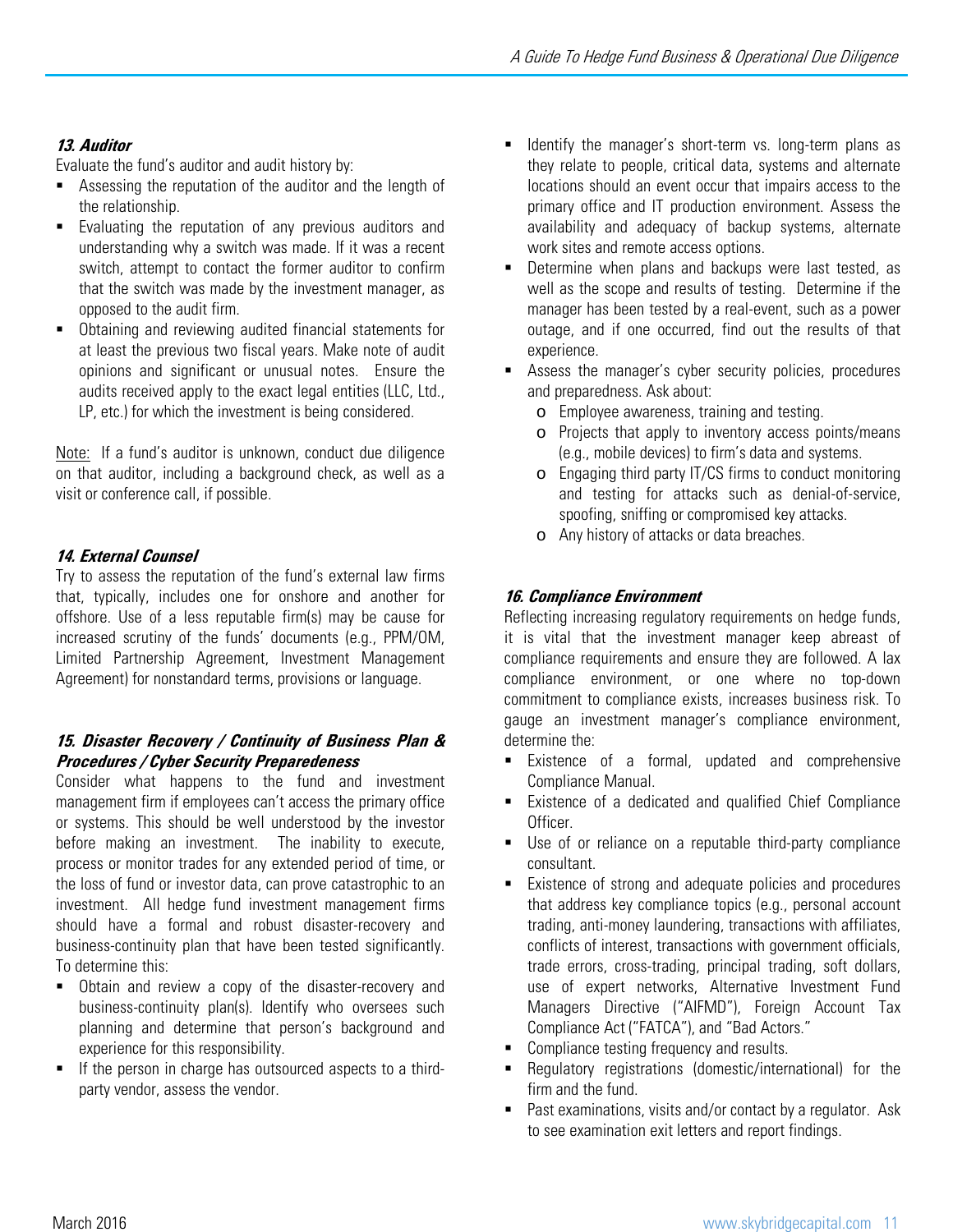### *13. Auditor*

Evaluate the fund's auditor and audit history by:

- Assessing the reputation of the auditor and the length of the relationship.
- Evaluating the reputation of any previous auditors and understanding why a switch was made. If it was a recent switch, attempt to contact the former auditor to confirm that the switch was made by the investment manager, as opposed to the audit firm.
- Obtaining and reviewing audited financial statements for at least the previous two fiscal years. Make note of audit opinions and significant or unusual notes. Ensure the audits received apply to the exact legal entities (LLC, Ltd., LP, etc.) for which the investment is being considered.

Note: If a fund's auditor is unknown, conduct due diligence on that auditor, including a background check, as well as a visit or conference call, if possible.

### *14. External Counsel*

Try to assess the reputation of the fund's external law firms that, typically, includes one for onshore and another for offshore. Use of a less reputable firm(s) may be cause for increased scrutiny of the funds' documents (e.g., PPM/OM, Limited Partnership Agreement, Investment Management Agreement) for nonstandard terms, provisions or language.

### *15. Disaster Recovery / Continuity of Business Plan & Procedures / Cyber Security Preparedeness*

Consider what happens to the fund and investment management firm if employees can't access the primary office or systems. This should be well understood by the investor before making an investment. The inability to execute, process or monitor trades for any extended period of time, or the loss of fund or investor data, can prove catastrophic to an investment. All hedge fund investment management firms should have a formal and robust disaster-recovery and business-continuity plan that have been tested significantly. To determine this:

- Obtain and review a copy of the disaster-recovery and business-continuity plan(s). Identify who oversees such planning and determine that person's background and experience for this responsibility.
- If the person in charge has outsourced aspects to a third-party vendor, assess the vendor.
- Identify the manager's short-term vs. long-term plans as they relate to people, critical data, systems and alternate locations should an event occur that impairs access to the primary office and IT production environment. Assess the availability and adequacy of backup systems, alternate work sites and remote access options.
- Determine when plans and backups were last tested, as well as the scope and results of testing. Determine if the manager has been tested by a real-event, such as a power outage, and if one occurred, find out the results of that experience.
- Assess the manager's cyber security policies, procedures and preparedness. Ask about:
    - Employee awareness, training and testing.
    - Projects that apply to inventory access points/means (e.g., mobile devices) to firm's data and systems.
    - Engaging third party IT/CS firms to conduct monitoring and testing for attacks such as denial-of-service, spoofing, sniffing or compromised key attacks.
    - Any history of attacks or data breaches.

### *16. Compliance Environment*

Reflecting increasing regulatory requirements on hedge funds, it is vital that the investment manager keep abreast of compliance requirements and ensure they are followed. A lax compliance environment, or one where no top-down commitment to compliance exists, increases business risk. To gauge an investment manager's compliance environment, determine the:

- Existence of a formal, updated and comprehensive Compliance Manual.
- Existence of a dedicated and qualified Chief Compliance Officer.
- Use of or reliance on a reputable third-party compliance consultant.
- Existence of strong and adequate policies and procedures that address key compliance topics (e.g., personal account trading, anti-money laundering, transactions with affiliates, conflicts of interest, transactions with government officials, trade errors, cross-trading, principal trading, soft dollars, use of expert networks, Alternative Investment Fund Managers Directive ("AIFMD"), Foreign Account Tax Compliance Act ("FATCA"), and "Bad Actors."
- Compliance testing frequency and results.
- Regulatory registrations (domestic/international) for the firm and the fund.
- Past examinations, visits and/or contact by a regulator. Ask to see examination exit letters and report findings.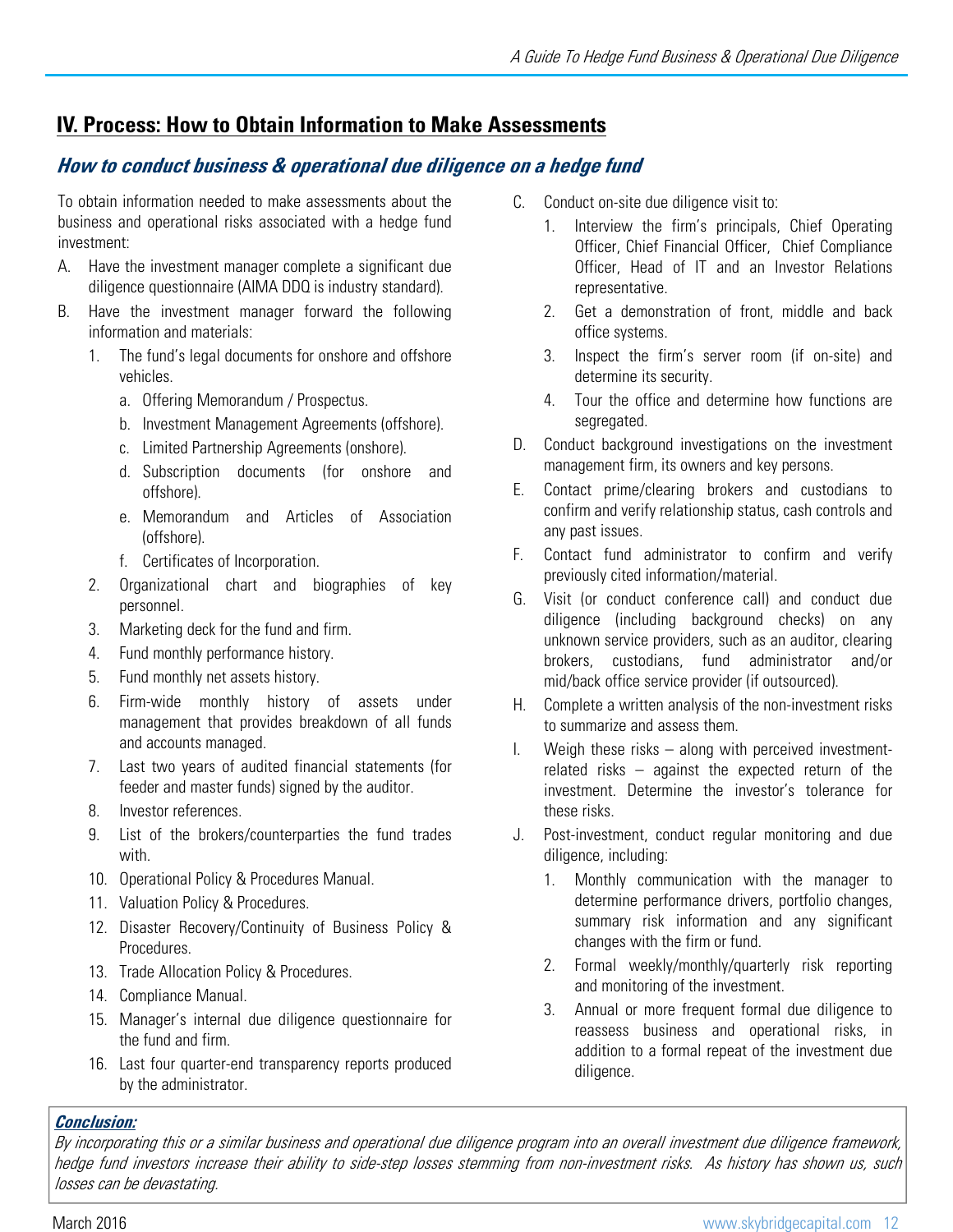## IV. Process: How to Obtain Information to Make Assessments

### *How to conduct business & operational due diligence on a hedge fund*

To obtain information needed to make assessments about the business and operational risks associated with a hedge fund investment:

A. Have the investment manager complete a significant due diligence questionnaire (AIMA DDQ is industry standard).

B. Have the investment manager forward the following information and materials:
   1. The fund's legal documents for onshore and offshore vehicles.
      a. Offering Memorandum / Prospectus.
      b. Investment Management Agreements (offshore).
      c. Limited Partnership Agreements (onshore).
      d. Subscription documents (for onshore and offshore).
      e. Memorandum and Articles of Association (offshore).
      f. Certificates of Incorporation.
   2. Organizational chart and biographies of key personnel.
   3. Marketing deck for the fund and firm.
   4. Fund monthly performance history.
   5. Fund monthly net assets history.
   6. Firm-wide monthly history of assets under management that provides breakdown of all funds and accounts managed.
   7. Last two years of audited financial statements (for feeder and master funds) signed by the auditor.
   8. Investor references.
   9. List of the brokers/counterparties the fund trades with.
   10. Operational Policy & Procedures Manual.
   11. Valuation Policy & Procedures.
   12. Disaster Recovery/Continuity of Business Policy & Procedures.
   13. Trade Allocation Policy & Procedures.
   14. Compliance Manual.
   15. Manager's internal due diligence questionnaire for the fund and firm.
   16. Last four quarter-end transparency reports produced by the administrator.

C. Conduct on-site due diligence visit to:
   1. Interview the firm's principals, Chief Operating Officer, Chief Financial Officer, Chief Compliance Officer, Head of IT and an Investor Relations representative.
   2. Get a demonstration of front, middle and back office systems.
   3. Inspect the firm's server room (if on-site) and determine its security.
   4. Tour the office and determine how functions are segregated.

D. Conduct background investigations on the investment management firm, its owners and key persons.

E. Contact prime/clearing brokers and custodians to confirm and verify relationship status, cash controls and any past issues.

F. Contact fund administrator to confirm and verify previously cited information/material.

G. Visit (or conduct conference call) and conduct due diligence (including background checks) on any unknown service providers, such as an auditor, clearing brokers, custodians, fund administrator and/or mid/back office service provider (if outsourced).

H. Complete a written analysis of the non-investment risks to summarize and assess them.

I. Weigh these risks – along with perceived investment-related risks – against the expected return of the investment. Determine the investor's tolerance for these risks.

J. Post-investment, conduct regular monitoring and due diligence, including:
   1. Monthly communication with the manager to determine performance drivers, portfolio changes, summary risk information and any significant changes with the firm or fund.
   2. Formal weekly/monthly/quarterly risk reporting and monitoring of the investment.
   3. Annual or more frequent formal due diligence to reassess business and operational risks, in addition to a formal repeat of the investment due diligence.

***Conclusion:***

*By incorporating this or a similar business and operational due diligence program into an overall investment due diligence framework, hedge fund investors increase their ability to side-step losses stemming from non-investment risks. As history has shown us, such losses can be devastating.*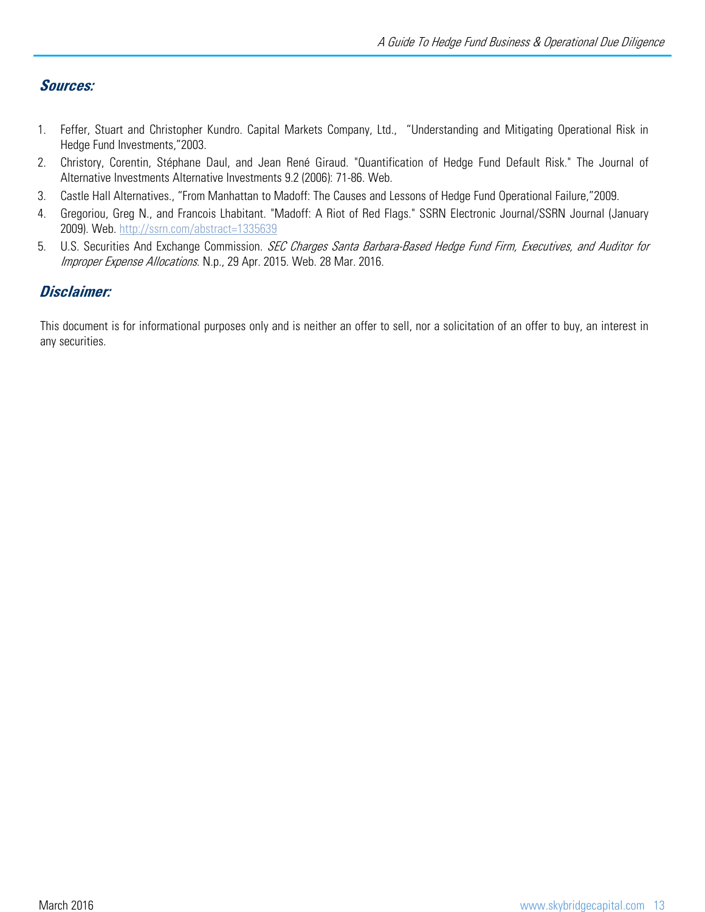## *Sources:*

1. Feffer, Stuart and Christopher Kundro. Capital Markets Company, Ltd., "Understanding and Mitigating Operational Risk in Hedge Fund Investments,"2003.
2. Christory, Corentin, Stéphane Daul, and Jean René Giraud. "Quantification of Hedge Fund Default Risk." The Journal of Alternative Investments Alternative Investments 9.2 (2006): 71-86. Web.
3. Castle Hall Alternatives., "From Manhattan to Madoff: The Causes and Lessons of Hedge Fund Operational Failure,"2009.
4. Gregoriou, Greg N., and Francois Lhabitant. "Madoff: A Riot of Red Flags." SSRN Electronic Journal/SSRN Journal (January 2009). Web. http://ssrn.com/abstract=1335639
5. U.S. Securities And Exchange Commission. *SEC Charges Santa Barbara-Based Hedge Fund Firm, Executives, and Auditor for Improper Expense Allocations*. N.p., 29 Apr. 2015. Web. 28 Mar. 2016.

## *Disclaimer:*

This document is for informational purposes only and is neither an offer to sell, nor a solicitation of an offer to buy, an interest in any securities.